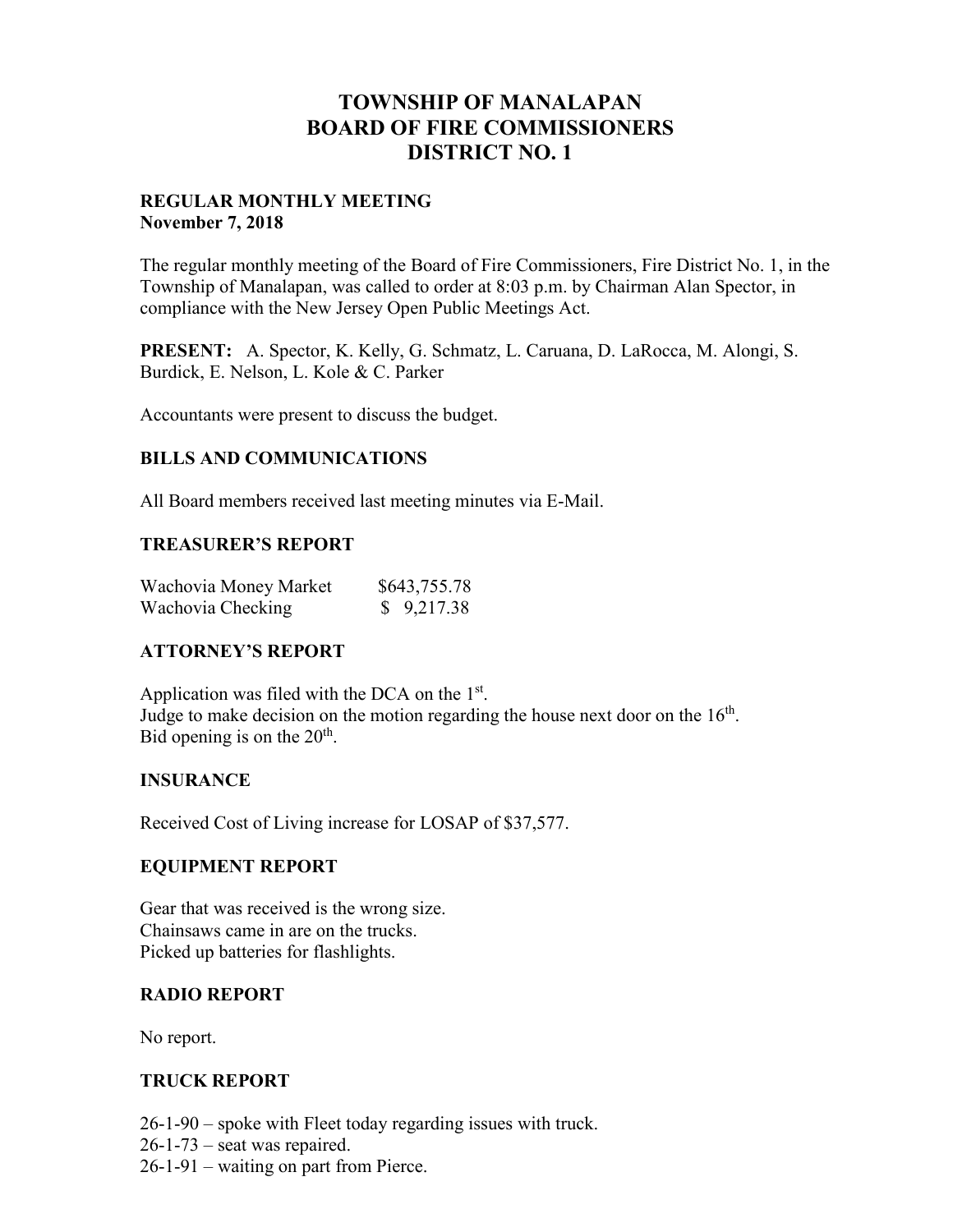# TOWNSHIP OF MANALAPAN
# BOARD OF FIRE COMMISSIONERS
# DISTRICT NO. 1

**REGULAR MONTHLY MEETING**
**November 7, 2018**

The regular monthly meeting of the Board of Fire Commissioners, Fire District No. 1, in the Township of Manalapan, was called to order at 8:03 p.m. by Chairman Alan Spector, in compliance with the New Jersey Open Public Meetings Act.

**PRESENT:** A. Spector, K. Kelly, G. Schmatz, L. Caruana, D. LaRocca, M. Alongi, S. Burdick, E. Nelson, L. Kole & C. Parker

Accountants were present to discuss the budget.

## BILLS AND COMMUNICATIONS

All Board members received last meeting minutes via E-Mail.

## TREASURER'S REPORT

| | |
|---|---|
| Wachovia Money Market | $643,755.78 |
| Wachovia Checking | $ 9,217.38 |

## ATTORNEY'S REPORT

Application was filed with the DCA on the 1st.
Judge to make decision on the motion regarding the house next door on the 16th.
Bid opening is on the 20th.

## INSURANCE

Received Cost of Living increase for LOSAP of $37,577.

## EQUIPMENT REPORT

Gear that was received is the wrong size.
Chainsaws came in are on the trucks.
Picked up batteries for flashlights.

## RADIO REPORT

No report.

## TRUCK REPORT

26-1-90 – spoke with Fleet today regarding issues with truck.
26-1-73 – seat was repaired.
26-1-91 – waiting on part from Pierce.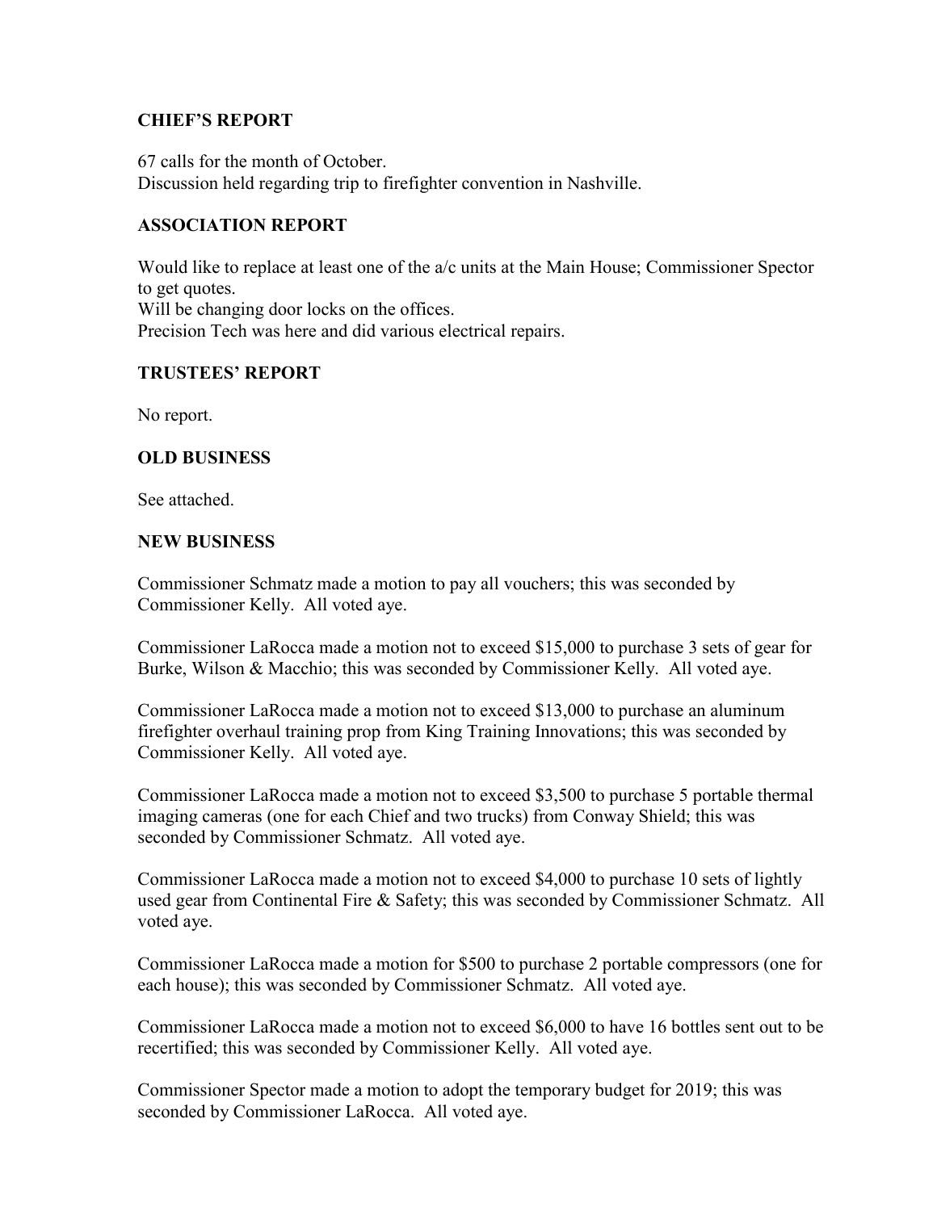### CHIEF'S REPORT

67 calls for the month of October.
Discussion held regarding trip to firefighter convention in Nashville.

### ASSOCIATION REPORT

Would like to replace at least one of the a/c units at the Main House; Commissioner Spector to get quotes.
Will be changing door locks on the offices.
Precision Tech was here and did various electrical repairs.

### TRUSTEES' REPORT

No report.

### OLD BUSINESS

See attached.

### NEW BUSINESS

Commissioner Schmatz made a motion to pay all vouchers; this was seconded by Commissioner Kelly. All voted aye.

Commissioner LaRocca made a motion not to exceed $15,000 to purchase 3 sets of gear for Burke, Wilson & Macchio; this was seconded by Commissioner Kelly. All voted aye.

Commissioner LaRocca made a motion not to exceed $13,000 to purchase an aluminum firefighter overhaul training prop from King Training Innovations; this was seconded by Commissioner Kelly. All voted aye.

Commissioner LaRocca made a motion not to exceed $3,500 to purchase 5 portable thermal imaging cameras (one for each Chief and two trucks) from Conway Shield; this was seconded by Commissioner Schmatz. All voted aye.

Commissioner LaRocca made a motion not to exceed $4,000 to purchase 10 sets of lightly used gear from Continental Fire & Safety; this was seconded by Commissioner Schmatz. All voted aye.

Commissioner LaRocca made a motion for $500 to purchase 2 portable compressors (one for each house); this was seconded by Commissioner Schmatz. All voted aye.

Commissioner LaRocca made a motion not to exceed $6,000 to have 16 bottles sent out to be recertified; this was seconded by Commissioner Kelly. All voted aye.

Commissioner Spector made a motion to adopt the temporary budget for 2019; this was seconded by Commissioner LaRocca. All voted aye.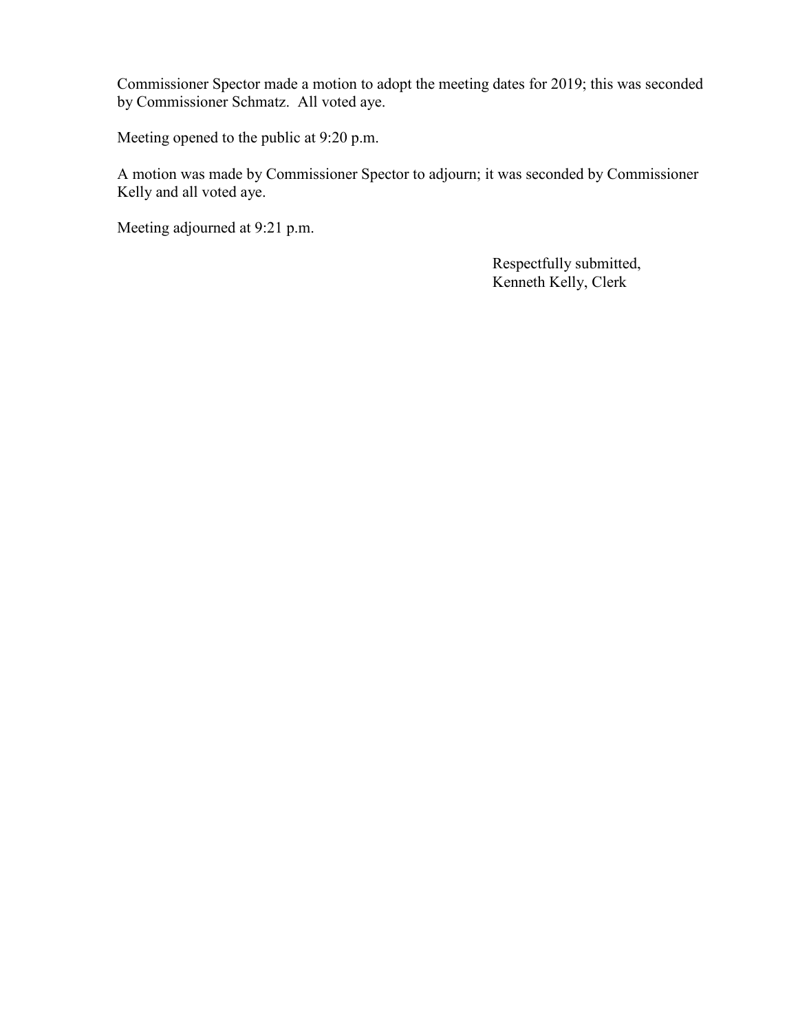Commissioner Spector made a motion to adopt the meeting dates for 2019; this was seconded by Commissioner Schmatz. All voted aye.

Meeting opened to the public at 9:20 p.m.

A motion was made by Commissioner Spector to adjourn; it was seconded by Commissioner Kelly and all voted aye.

Meeting adjourned at 9:21 p.m.

Respectfully submitted,
Kenneth Kelly, Clerk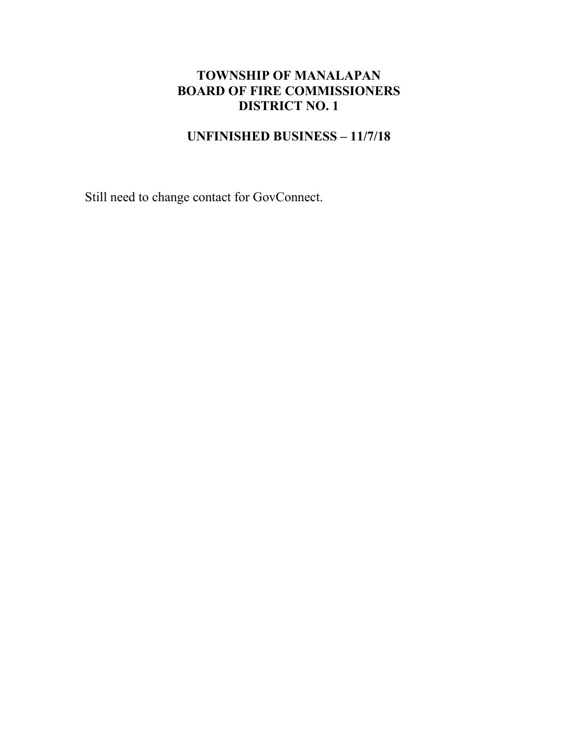# TOWNSHIP OF MANALAPAN
# BOARD OF FIRE COMMISSIONERS
# DISTRICT NO. 1

## UNFINISHED BUSINESS – 11/7/18

Still need to change contact for GovConnect.